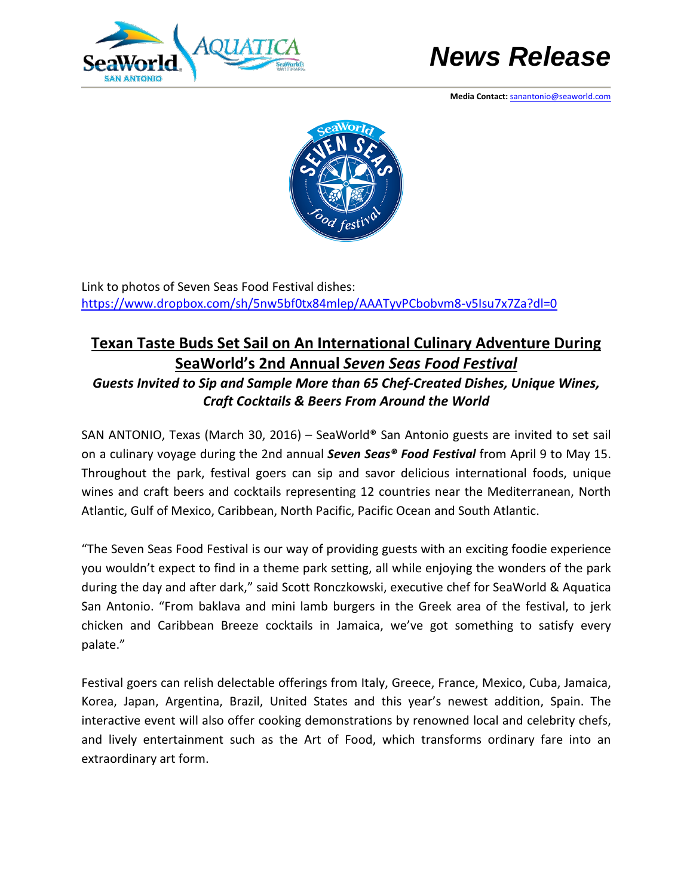# News Release

**Media Contact:** sanantonio@seaworld.com

Link to photos of Seven Seas Food Festival dishes:
https://www.dropbox.com/sh/5nw5bf0tx84mlep/AAATyvPCbobvm8-v5Isu7x7Za?dl=0

## Texan Taste Buds Set Sail on An International Culinary Adventure During SeaWorld's 2nd Annual *Seven Seas Food Festival*

### *Guests Invited to Sip and Sample More than 65 Chef-Created Dishes, Unique Wines, Craft Cocktails & Beers From Around the World*

SAN ANTONIO, Texas (March 30, 2016) – SeaWorld® San Antonio guests are invited to set sail on a culinary voyage during the 2nd annual ***Seven Seas® Food Festival*** from April 9 to May 15. Throughout the park, festival goers can sip and savor delicious international foods, unique wines and craft beers and cocktails representing 12 countries near the Mediterranean, North Atlantic, Gulf of Mexico, Caribbean, North Pacific, Pacific Ocean and South Atlantic.

"The Seven Seas Food Festival is our way of providing guests with an exciting foodie experience you wouldn't expect to find in a theme park setting, all while enjoying the wonders of the park during the day and after dark," said Scott Ronczkowski, executive chef for SeaWorld & Aquatica San Antonio. "From baklava and mini lamb burgers in the Greek area of the festival, to jerk chicken and Caribbean Breeze cocktails in Jamaica, we've got something to satisfy every palate."

Festival goers can relish delectable offerings from Italy, Greece, France, Mexico, Cuba, Jamaica, Korea, Japan, Argentina, Brazil, United States and this year's newest addition, Spain. The interactive event will also offer cooking demonstrations by renowned local and celebrity chefs, and lively entertainment such as the Art of Food, which transforms ordinary fare into an extraordinary art form.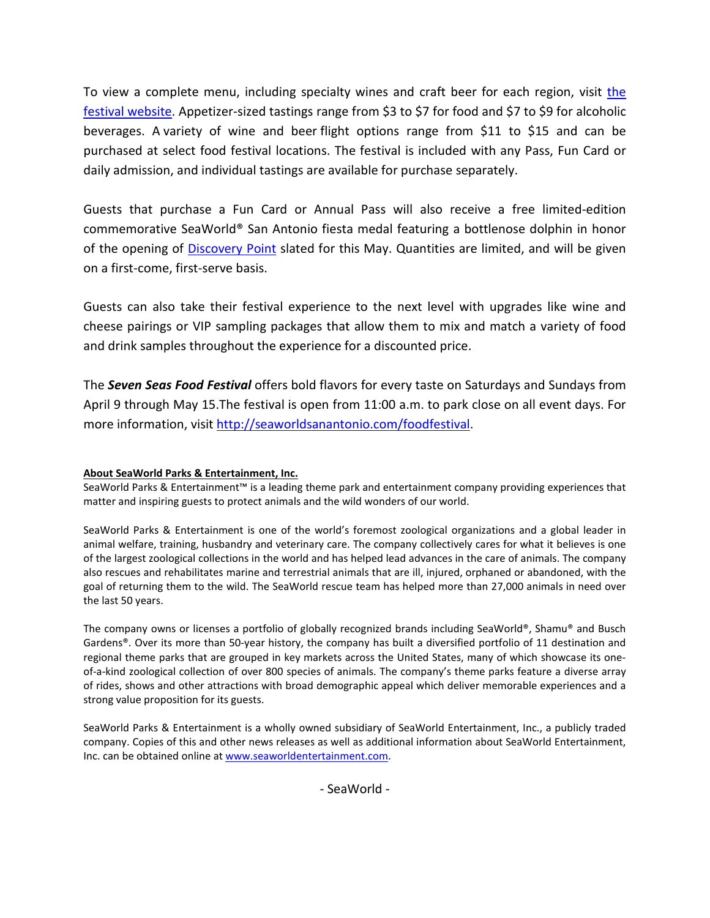To view a complete menu, including specialty wines and craft beer for each region, visit [the festival website](). Appetizer-sized tastings range from $3 to $7 for food and $7 to $9 for alcoholic beverages. A variety of wine and beer flight options range from $11 to $15 and can be purchased at select food festival locations. The festival is included with any Pass, Fun Card or daily admission, and individual tastings are available for purchase separately.

Guests that purchase a Fun Card or Annual Pass will also receive a free limited-edition commemorative SeaWorld® San Antonio fiesta medal featuring a bottlenose dolphin in honor of the opening of [Discovery Point]() slated for this May. Quantities are limited, and will be given on a first-come, first-serve basis.

Guests can also take their festival experience to the next level with upgrades like wine and cheese pairings or VIP sampling packages that allow them to mix and match a variety of food and drink samples throughout the experience for a discounted price.

The ***Seven Seas Food Festival*** offers bold flavors for every taste on Saturdays and Sundays from April 9 through May 15.The festival is open from 11:00 a.m. to park close on all event days. For more information, visit http://seaworldsanantonio.com/foodfestival.

**About SeaWorld Parks & Entertainment, Inc.**

SeaWorld Parks & Entertainment™ is a leading theme park and entertainment company providing experiences that matter and inspiring guests to protect animals and the wild wonders of our world.

SeaWorld Parks & Entertainment is one of the world's foremost zoological organizations and a global leader in animal welfare, training, husbandry and veterinary care. The company collectively cares for what it believes is one of the largest zoological collections in the world and has helped lead advances in the care of animals. The company also rescues and rehabilitates marine and terrestrial animals that are ill, injured, orphaned or abandoned, with the goal of returning them to the wild. The SeaWorld rescue team has helped more than 27,000 animals in need over the last 50 years.

The company owns or licenses a portfolio of globally recognized brands including SeaWorld®, Shamu® and Busch Gardens®. Over its more than 50-year history, the company has built a diversified portfolio of 11 destination and regional theme parks that are grouped in key markets across the United States, many of which showcase its one-of-a-kind zoological collection of over 800 species of animals. The company's theme parks feature a diverse array of rides, shows and other attractions with broad demographic appeal which deliver memorable experiences and a strong value proposition for its guests.

SeaWorld Parks & Entertainment is a wholly owned subsidiary of SeaWorld Entertainment, Inc., a publicly traded company. Copies of this and other news releases as well as additional information about SeaWorld Entertainment, Inc. can be obtained online at www.seaworldentertainment.com.

\- SeaWorld -